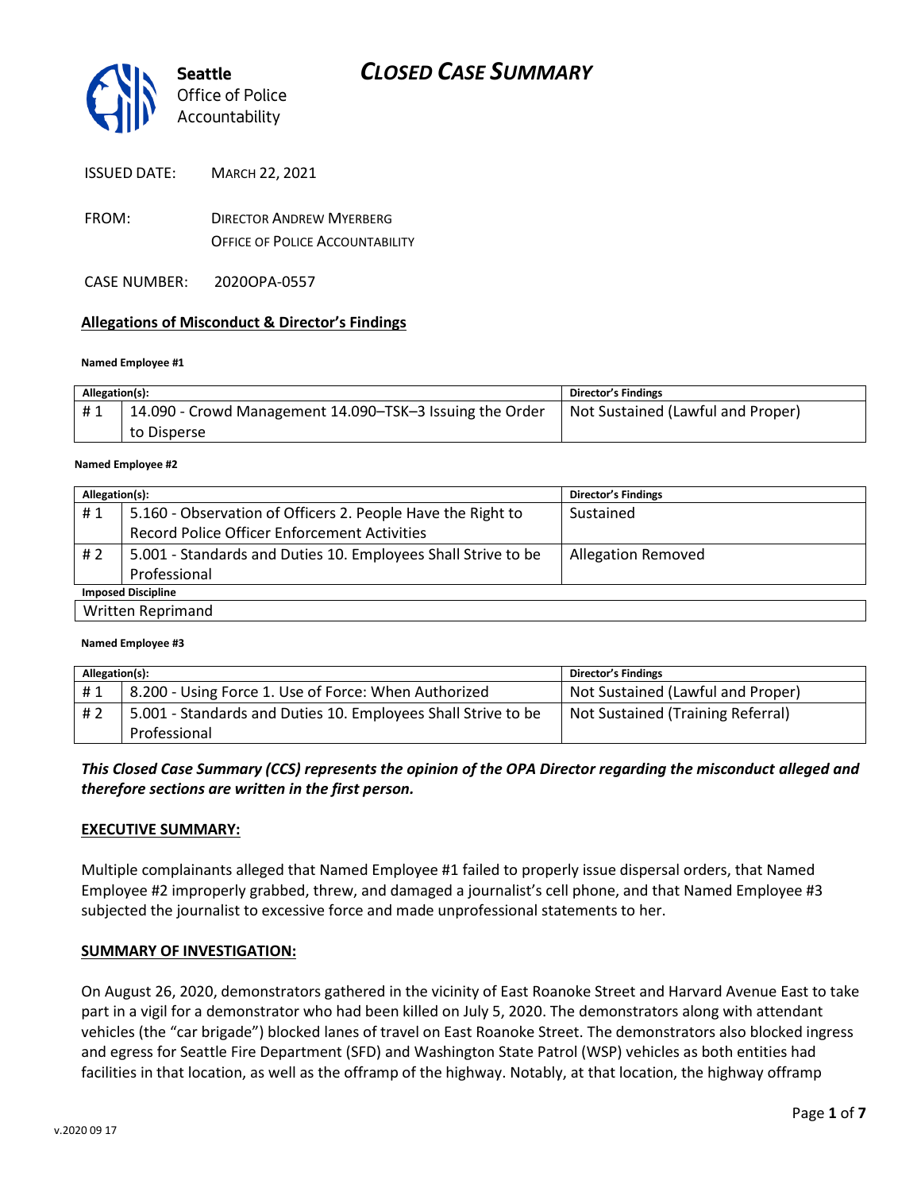# CLOSED CASE SUMMARY

Seattle Office of Police Accountability

ISSUED DATE: MARCH 22, 2021

FROM: DIRECTOR ANDREW MYERBERG
OFFICE OF POLICE ACCOUNTABILITY

CASE NUMBER: 2020OPA-0557

## Allegations of Misconduct & Director's Findings

**Named Employee #1**

| Allegation(s): | | Director's Findings |
|---|---|---|
| # 1 | 14.090 - Crowd Management 14.090–TSK–3 Issuing the Order to Disperse | Not Sustained (Lawful and Proper) |

**Named Employee #2**

| Allegation(s): | | Director's Findings |
|---|---|---|
| # 1 | 5.160 - Observation of Officers 2. People Have the Right to Record Police Officer Enforcement Activities | Sustained |
| # 2 | 5.001 - Standards and Duties 10. Employees Shall Strive to be Professional | Allegation Removed |
| **Imposed Discipline** | | |
| Written Reprimand | | |

**Named Employee #3**

| Allegation(s): | | Director's Findings |
|---|---|---|
| # 1 | 8.200 - Using Force 1. Use of Force: When Authorized | Not Sustained (Lawful and Proper) |
| # 2 | 5.001 - Standards and Duties 10. Employees Shall Strive to be Professional | Not Sustained (Training Referral) |

***This Closed Case Summary (CCS) represents the opinion of the OPA Director regarding the misconduct alleged and therefore sections are written in the first person.***

### EXECUTIVE SUMMARY:

Multiple complainants alleged that Named Employee #1 failed to properly issue dispersal orders, that Named Employee #2 improperly grabbed, threw, and damaged a journalist's cell phone, and that Named Employee #3 subjected the journalist to excessive force and made unprofessional statements to her.

### SUMMARY OF INVESTIGATION:

On August 26, 2020, demonstrators gathered in the vicinity of East Roanoke Street and Harvard Avenue East to take part in a vigil for a demonstrator who had been killed on July 5, 2020. The demonstrators along with attendant vehicles (the "car brigade") blocked lanes of travel on East Roanoke Street. The demonstrators also blocked ingress and egress for Seattle Fire Department (SFD) and Washington State Patrol (WSP) vehicles as both entities had facilities in that location, as well as the offramp of the highway. Notably, at that location, the highway offramp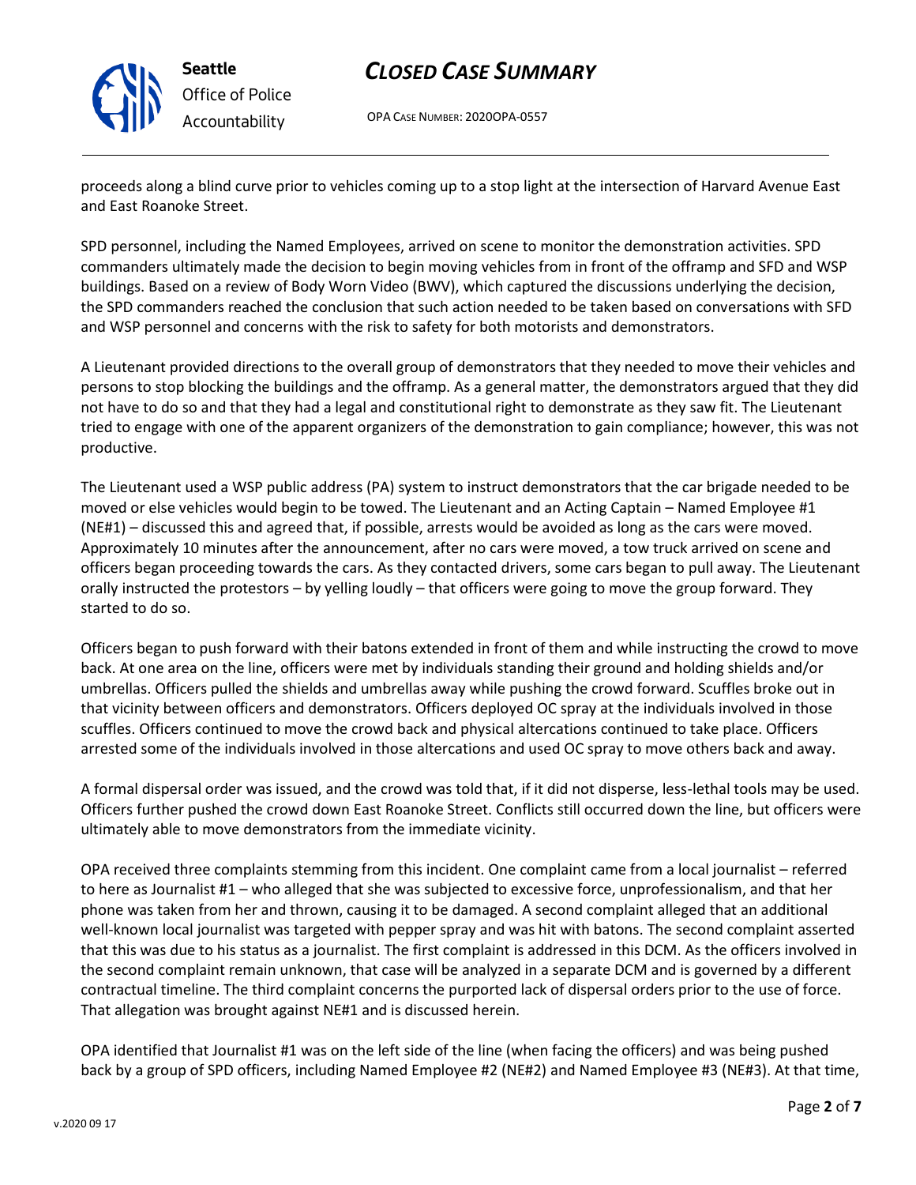proceeds along a blind curve prior to vehicles coming up to a stop light at the intersection of Harvard Avenue East and East Roanoke Street.

SPD personnel, including the Named Employees, arrived on scene to monitor the demonstration activities. SPD commanders ultimately made the decision to begin moving vehicles from in front of the offramp and SFD and WSP buildings. Based on a review of Body Worn Video (BWV), which captured the discussions underlying the decision, the SPD commanders reached the conclusion that such action needed to be taken based on conversations with SFD and WSP personnel and concerns with the risk to safety for both motorists and demonstrators.

A Lieutenant provided directions to the overall group of demonstrators that they needed to move their vehicles and persons to stop blocking the buildings and the offramp. As a general matter, the demonstrators argued that they did not have to do so and that they had a legal and constitutional right to demonstrate as they saw fit. The Lieutenant tried to engage with one of the apparent organizers of the demonstration to gain compliance; however, this was not productive.

The Lieutenant used a WSP public address (PA) system to instruct demonstrators that the car brigade needed to be moved or else vehicles would begin to be towed. The Lieutenant and an Acting Captain – Named Employee #1 (NE#1) – discussed this and agreed that, if possible, arrests would be avoided as long as the cars were moved. Approximately 10 minutes after the announcement, after no cars were moved, a tow truck arrived on scene and officers began proceeding towards the cars. As they contacted drivers, some cars began to pull away. The Lieutenant orally instructed the protestors – by yelling loudly – that officers were going to move the group forward. They started to do so.

Officers began to push forward with their batons extended in front of them and while instructing the crowd to move back. At one area on the line, officers were met by individuals standing their ground and holding shields and/or umbrellas. Officers pulled the shields and umbrellas away while pushing the crowd forward. Scuffles broke out in that vicinity between officers and demonstrators. Officers deployed OC spray at the individuals involved in those scuffles. Officers continued to move the crowd back and physical altercations continued to take place. Officers arrested some of the individuals involved in those altercations and used OC spray to move others back and away.

A formal dispersal order was issued, and the crowd was told that, if it did not disperse, less-lethal tools may be used. Officers further pushed the crowd down East Roanoke Street. Conflicts still occurred down the line, but officers were ultimately able to move demonstrators from the immediate vicinity.

OPA received three complaints stemming from this incident. One complaint came from a local journalist – referred to here as Journalist #1 – who alleged that she was subjected to excessive force, unprofessionalism, and that her phone was taken from her and thrown, causing it to be damaged. A second complaint alleged that an additional well-known local journalist was targeted with pepper spray and was hit with batons. The second complaint asserted that this was due to his status as a journalist. The first complaint is addressed in this DCM. As the officers involved in the second complaint remain unknown, that case will be analyzed in a separate DCM and is governed by a different contractual timeline. The third complaint concerns the purported lack of dispersal orders prior to the use of force. That allegation was brought against NE#1 and is discussed herein.

OPA identified that Journalist #1 was on the left side of the line (when facing the officers) and was being pushed back by a group of SPD officers, including Named Employee #2 (NE#2) and Named Employee #3 (NE#3). At that time,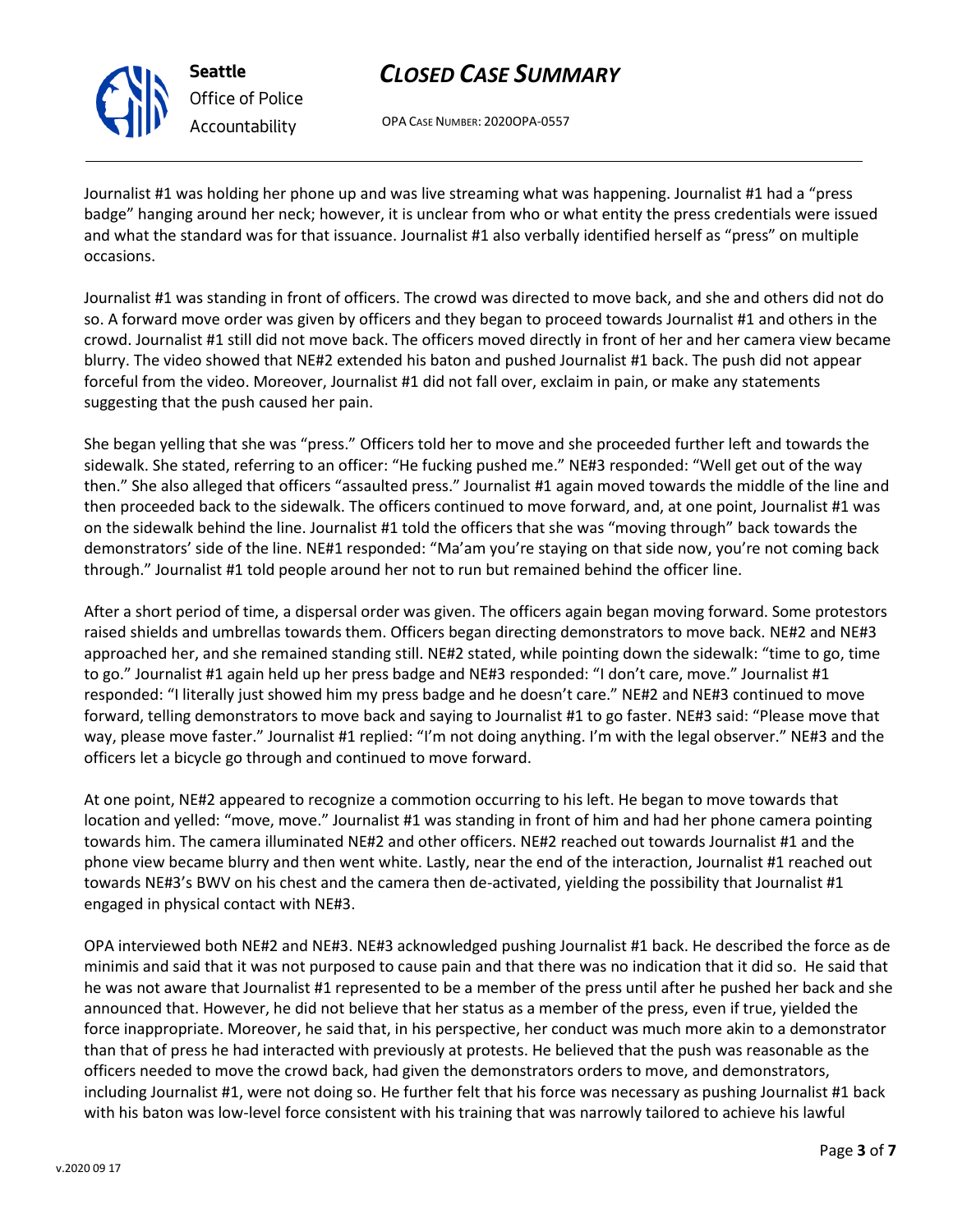Journalist #1 was holding her phone up and was live streaming what was happening. Journalist #1 had a "press badge" hanging around her neck; however, it is unclear from who or what entity the press credentials were issued and what the standard was for that issuance. Journalist #1 also verbally identified herself as "press" on multiple occasions.

Journalist #1 was standing in front of officers. The crowd was directed to move back, and she and others did not do so. A forward move order was given by officers and they began to proceed towards Journalist #1 and others in the crowd. Journalist #1 still did not move back. The officers moved directly in front of her and her camera view became blurry. The video showed that NE#2 extended his baton and pushed Journalist #1 back. The push did not appear forceful from the video. Moreover, Journalist #1 did not fall over, exclaim in pain, or make any statements suggesting that the push caused her pain.

She began yelling that she was "press." Officers told her to move and she proceeded further left and towards the sidewalk. She stated, referring to an officer: "He fucking pushed me." NE#3 responded: "Well get out of the way then." She also alleged that officers "assaulted press." Journalist #1 again moved towards the middle of the line and then proceeded back to the sidewalk. The officers continued to move forward, and, at one point, Journalist #1 was on the sidewalk behind the line. Journalist #1 told the officers that she was "moving through" back towards the demonstrators' side of the line. NE#1 responded: "Ma'am you're staying on that side now, you're not coming back through." Journalist #1 told people around her not to run but remained behind the officer line.

After a short period of time, a dispersal order was given. The officers again began moving forward. Some protestors raised shields and umbrellas towards them. Officers began directing demonstrators to move back. NE#2 and NE#3 approached her, and she remained standing still. NE#2 stated, while pointing down the sidewalk: "time to go, time to go." Journalist #1 again held up her press badge and NE#3 responded: "I don't care, move." Journalist #1 responded: "I literally just showed him my press badge and he doesn't care." NE#2 and NE#3 continued to move forward, telling demonstrators to move back and saying to Journalist #1 to go faster. NE#3 said: "Please move that way, please move faster." Journalist #1 replied: "I'm not doing anything. I'm with the legal observer." NE#3 and the officers let a bicycle go through and continued to move forward.

At one point, NE#2 appeared to recognize a commotion occurring to his left. He began to move towards that location and yelled: "move, move." Journalist #1 was standing in front of him and had her phone camera pointing towards him. The camera illuminated NE#2 and other officers. NE#2 reached out towards Journalist #1 and the phone view became blurry and then went white. Lastly, near the end of the interaction, Journalist #1 reached out towards NE#3's BWV on his chest and the camera then de-activated, yielding the possibility that Journalist #1 engaged in physical contact with NE#3.

OPA interviewed both NE#2 and NE#3. NE#3 acknowledged pushing Journalist #1 back. He described the force as de minimis and said that it was not purposed to cause pain and that there was no indication that it did so. He said that he was not aware that Journalist #1 represented to be a member of the press until after he pushed her back and she announced that. However, he did not believe that her status as a member of the press, even if true, yielded the force inappropriate. Moreover, he said that, in his perspective, her conduct was much more akin to a demonstrator than that of press he had interacted with previously at protests. He believed that the push was reasonable as the officers needed to move the crowd back, had given the demonstrators orders to move, and demonstrators, including Journalist #1, were not doing so. He further felt that his force was necessary as pushing Journalist #1 back with his baton was low-level force consistent with his training that was narrowly tailored to achieve his lawful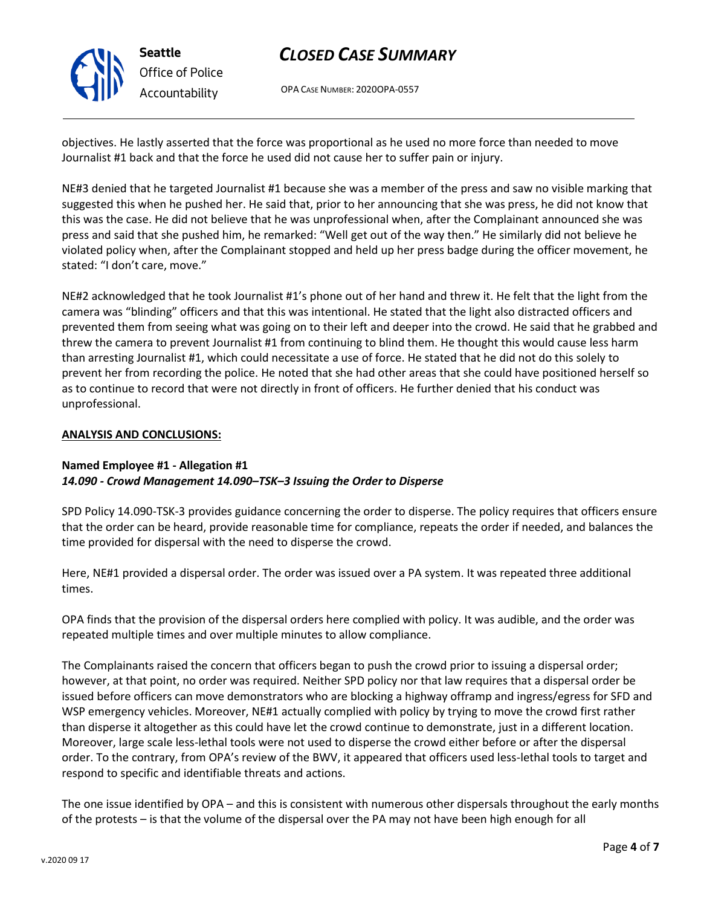objectives. He lastly asserted that the force was proportional as he used no more force than needed to move Journalist #1 back and that the force he used did not cause her to suffer pain or injury.

NE#3 denied that he targeted Journalist #1 because she was a member of the press and saw no visible marking that suggested this when he pushed her. He said that, prior to her announcing that she was press, he did not know that this was the case. He did not believe that he was unprofessional when, after the Complainant announced she was press and said that she pushed him, he remarked: "Well get out of the way then." He similarly did not believe he violated policy when, after the Complainant stopped and held up her press badge during the officer movement, he stated: "I don't care, move."

NE#2 acknowledged that he took Journalist #1's phone out of her hand and threw it. He felt that the light from the camera was "blinding" officers and that this was intentional. He stated that the light also distracted officers and prevented them from seeing what was going on to their left and deeper into the crowd. He said that he grabbed and threw the camera to prevent Journalist #1 from continuing to blind them. He thought this would cause less harm than arresting Journalist #1, which could necessitate a use of force. He stated that he did not do this solely to prevent her from recording the police. He noted that she had other areas that she could have positioned herself so as to continue to record that were not directly in front of officers. He further denied that his conduct was unprofessional.

**ANALYSIS AND CONCLUSIONS:**

**Named Employee #1 - Allegation #1**
***14.090 - Crowd Management 14.090–TSK–3 Issuing the Order to Disperse***

SPD Policy 14.090-TSK-3 provides guidance concerning the order to disperse. The policy requires that officers ensure that the order can be heard, provide reasonable time for compliance, repeats the order if needed, and balances the time provided for dispersal with the need to disperse the crowd.

Here, NE#1 provided a dispersal order. The order was issued over a PA system. It was repeated three additional times.

OPA finds that the provision of the dispersal orders here complied with policy. It was audible, and the order was repeated multiple times and over multiple minutes to allow compliance.

The Complainants raised the concern that officers began to push the crowd prior to issuing a dispersal order; however, at that point, no order was required. Neither SPD policy nor that law requires that a dispersal order be issued before officers can move demonstrators who are blocking a highway offramp and ingress/egress for SFD and WSP emergency vehicles. Moreover, NE#1 actually complied with policy by trying to move the crowd first rather than disperse it altogether as this could have let the crowd continue to demonstrate, just in a different location. Moreover, large scale less-lethal tools were not used to disperse the crowd either before or after the dispersal order. To the contrary, from OPA's review of the BWV, it appeared that officers used less-lethal tools to target and respond to specific and identifiable threats and actions.

The one issue identified by OPA – and this is consistent with numerous other dispersals throughout the early months of the protests – is that the volume of the dispersal over the PA may not have been high enough for all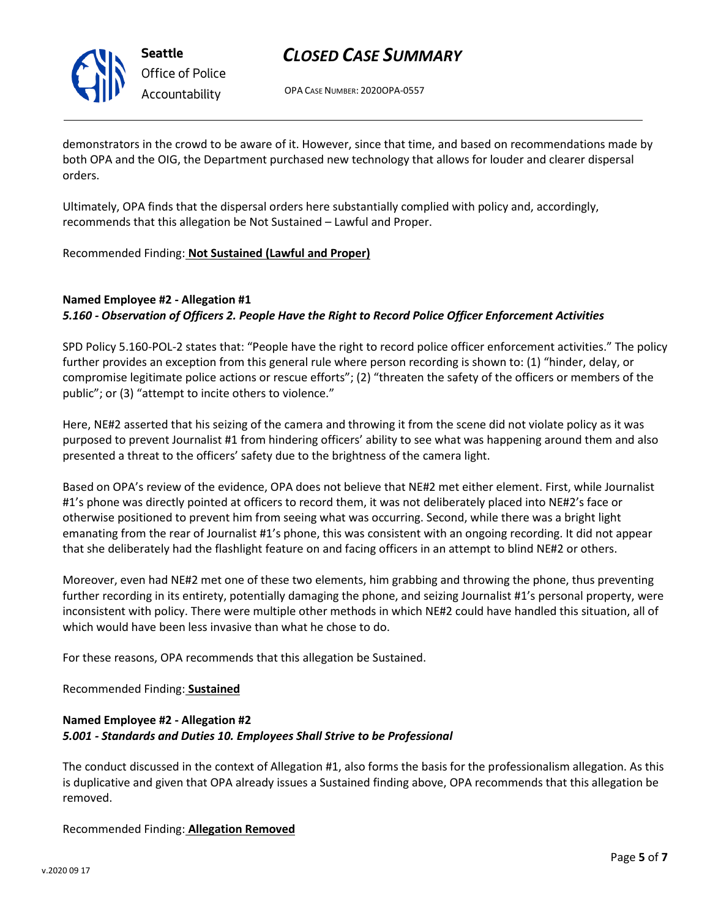demonstrators in the crowd to be aware of it. However, since that time, and based on recommendations made by both OPA and the OIG, the Department purchased new technology that allows for louder and clearer dispersal orders.

Ultimately, OPA finds that the dispersal orders here substantially complied with policy and, accordingly, recommends that this allegation be Not Sustained – Lawful and Proper.

Recommended Finding: **Not Sustained (Lawful and Proper)**

**Named Employee #2 - Allegation #1**
***5.160 - Observation of Officers 2. People Have the Right to Record Police Officer Enforcement Activities***

SPD Policy 5.160-POL-2 states that: "People have the right to record police officer enforcement activities." The policy further provides an exception from this general rule where person recording is shown to: (1) "hinder, delay, or compromise legitimate police actions or rescue efforts"; (2) "threaten the safety of the officers or members of the public"; or (3) "attempt to incite others to violence."

Here, NE#2 asserted that his seizing of the camera and throwing it from the scene did not violate policy as it was purposed to prevent Journalist #1 from hindering officers' ability to see what was happening around them and also presented a threat to the officers' safety due to the brightness of the camera light.

Based on OPA's review of the evidence, OPA does not believe that NE#2 met either element. First, while Journalist #1's phone was directly pointed at officers to record them, it was not deliberately placed into NE#2's face or otherwise positioned to prevent him from seeing what was occurring. Second, while there was a bright light emanating from the rear of Journalist #1's phone, this was consistent with an ongoing recording. It did not appear that she deliberately had the flashlight feature on and facing officers in an attempt to blind NE#2 or others.

Moreover, even had NE#2 met one of these two elements, him grabbing and throwing the phone, thus preventing further recording in its entirety, potentially damaging the phone, and seizing Journalist #1's personal property, were inconsistent with policy. There were multiple other methods in which NE#2 could have handled this situation, all of which would have been less invasive than what he chose to do.

For these reasons, OPA recommends that this allegation be Sustained.

Recommended Finding: **Sustained**

**Named Employee #2 - Allegation #2**
***5.001 - Standards and Duties 10. Employees Shall Strive to be Professional***

The conduct discussed in the context of Allegation #1, also forms the basis for the professionalism allegation. As this is duplicative and given that OPA already issues a Sustained finding above, OPA recommends that this allegation be removed.

Recommended Finding: **Allegation Removed**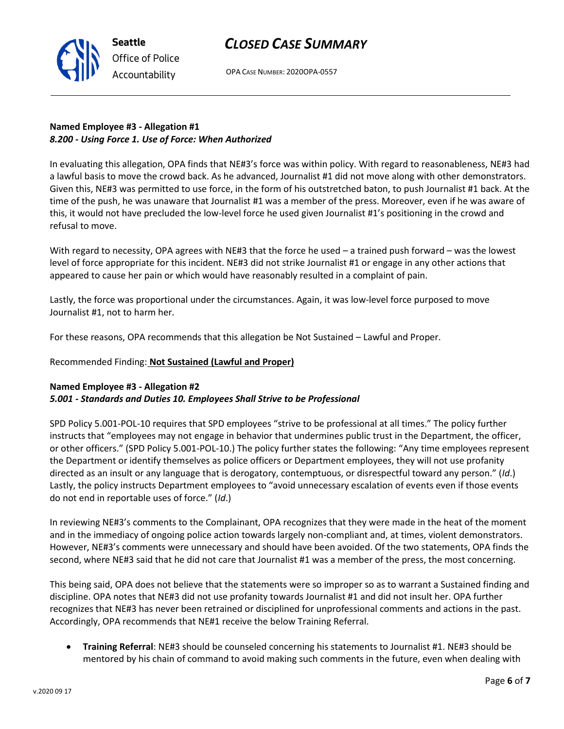**Named Employee #3 - Allegation #1**
***8.200 - Using Force 1. Use of Force: When Authorized***

In evaluating this allegation, OPA finds that NE#3's force was within policy. With regard to reasonableness, NE#3 had a lawful basis to move the crowd back. As he advanced, Journalist #1 did not move along with other demonstrators. Given this, NE#3 was permitted to use force, in the form of his outstretched baton, to push Journalist #1 back. At the time of the push, he was unaware that Journalist #1 was a member of the press. Moreover, even if he was aware of this, it would not have precluded the low-level force he used given Journalist #1's positioning in the crowd and refusal to move.

With regard to necessity, OPA agrees with NE#3 that the force he used – a trained push forward – was the lowest level of force appropriate for this incident. NE#3 did not strike Journalist #1 or engage in any other actions that appeared to cause her pain or which would have reasonably resulted in a complaint of pain.

Lastly, the force was proportional under the circumstances. Again, it was low-level force purposed to move Journalist #1, not to harm her.

For these reasons, OPA recommends that this allegation be Not Sustained – Lawful and Proper.

Recommended Finding: **Not Sustained (Lawful and Proper)**

**Named Employee #3 - Allegation #2**
***5.001 - Standards and Duties 10. Employees Shall Strive to be Professional***

SPD Policy 5.001-POL-10 requires that SPD employees "strive to be professional at all times." The policy further instructs that "employees may not engage in behavior that undermines public trust in the Department, the officer, or other officers." (SPD Policy 5.001-POL-10.) The policy further states the following: "Any time employees represent the Department or identify themselves as police officers or Department employees, they will not use profanity directed as an insult or any language that is derogatory, contemptuous, or disrespectful toward any person." (*Id*.) Lastly, the policy instructs Department employees to "avoid unnecessary escalation of events even if those events do not end in reportable uses of force." (*Id*.)

In reviewing NE#3's comments to the Complainant, OPA recognizes that they were made in the heat of the moment and in the immediacy of ongoing police action towards largely non-compliant and, at times, violent demonstrators. However, NE#3's comments were unnecessary and should have been avoided. Of the two statements, OPA finds the second, where NE#3 said that he did not care that Journalist #1 was a member of the press, the most concerning.

This being said, OPA does not believe that the statements were so improper so as to warrant a Sustained finding and discipline. OPA notes that NE#3 did not use profanity towards Journalist #1 and did not insult her. OPA further recognizes that NE#3 has never been retrained or disciplined for unprofessional comments and actions in the past. Accordingly, OPA recommends that NE#1 receive the below Training Referral.

- **Training Referral**: NE#3 should be counseled concerning his statements to Journalist #1. NE#3 should be mentored by his chain of command to avoid making such comments in the future, even when dealing with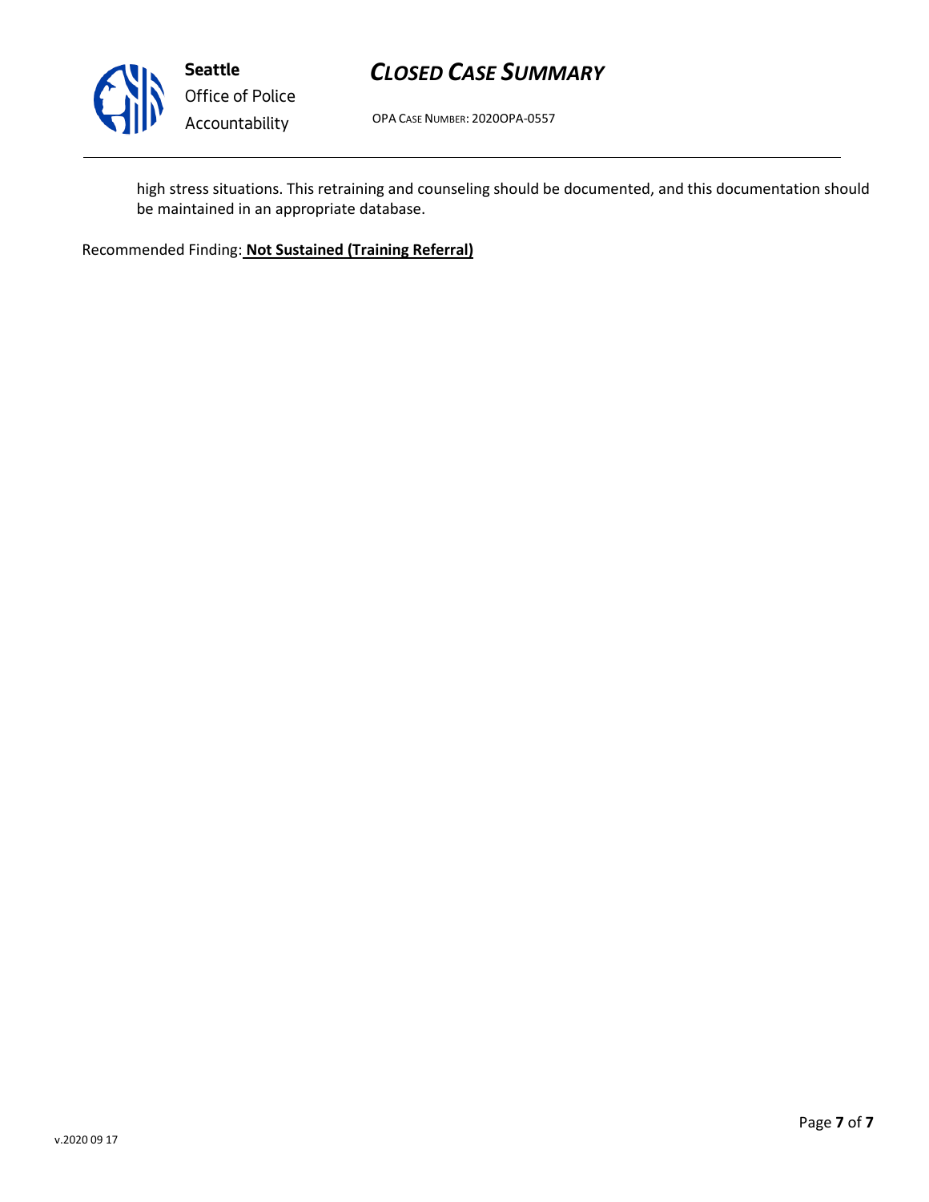high stress situations. This retraining and counseling should be documented, and this documentation should be maintained in an appropriate database.

Recommended Finding: **Not Sustained (Training Referral)**